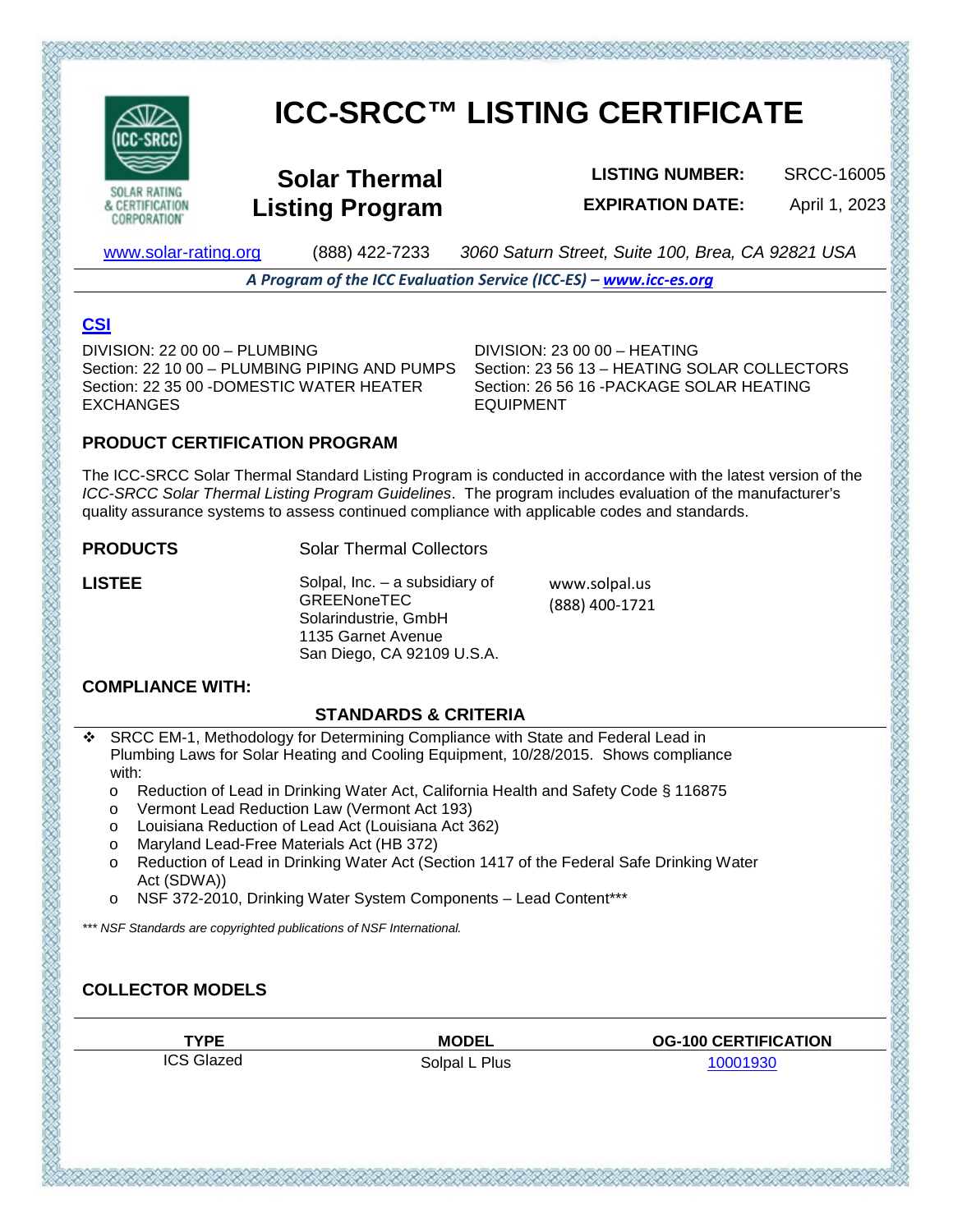# ICC-SRCC™ LISTING CERTIFICATE

SOLAR RATING & CERTIFICATION CORPORATION

## Solar Thermal Listing Program

**LISTING NUMBER:** SRCC-16005

**EXPIRATION DATE:** April 1, 2023

www.solar-rating.org (888) 422-7233 *3060 Saturn Street, Suite 100, Brea, CA 92821 USA*

***A Program of the ICC Evaluation Service (ICC-ES) – www.icc-es.org***

### CSI

DIVISION: 22 00 00 – PLUMBING
Section: 22 10 00 – PLUMBING PIPING AND PUMPS
Section: 22 35 00 -DOMESTIC WATER HEATER EXCHANGES

DIVISION: 23 00 00 – HEATING
Section: 23 56 13 – HEATING SOLAR COLLECTORS
Section: 26 56 16 -PACKAGE SOLAR HEATING EQUIPMENT

### PRODUCT CERTIFICATION PROGRAM

The ICC-SRCC Solar Thermal Standard Listing Program is conducted in accordance with the latest version of the *ICC-SRCC Solar Thermal Listing Program Guidelines*. The program includes evaluation of the manufacturer's quality assurance systems to assess continued compliance with applicable codes and standards.

**PRODUCTS** Solar Thermal Collectors

**LISTEE**

Solpal, Inc. – a subsidiary of GREENoneTEC Solarindustrie, GmbH
1135 Garnet Avenue
San Diego, CA 92109 U.S.A.

www.solpal.us
(888) 400-1721

### COMPLIANCE WITH:

**STANDARDS & CRITERIA**

- SRCC EM-1, Methodology for Determining Compliance with State and Federal Lead in Plumbing Laws for Solar Heating and Cooling Equipment, 10/28/2015. Shows compliance with:
  - Reduction of Lead in Drinking Water Act, California Health and Safety Code § 116875
  - Vermont Lead Reduction Law (Vermont Act 193)
  - Louisiana Reduction of Lead Act (Louisiana Act 362)
  - Maryland Lead-Free Materials Act (HB 372)
  - Reduction of Lead in Drinking Water Act (Section 1417 of the Federal Safe Drinking Water Act (SDWA))
  - NSF 372-2010, Drinking Water System Components – Lead Content***

**** NSF Standards are copyrighted publications of NSF International.*

### COLLECTOR MODELS

| TYPE | MODEL | OG-100 CERTIFICATION |
|---|---|---|
| ICS Glazed | Solpal L Plus | 10001930 |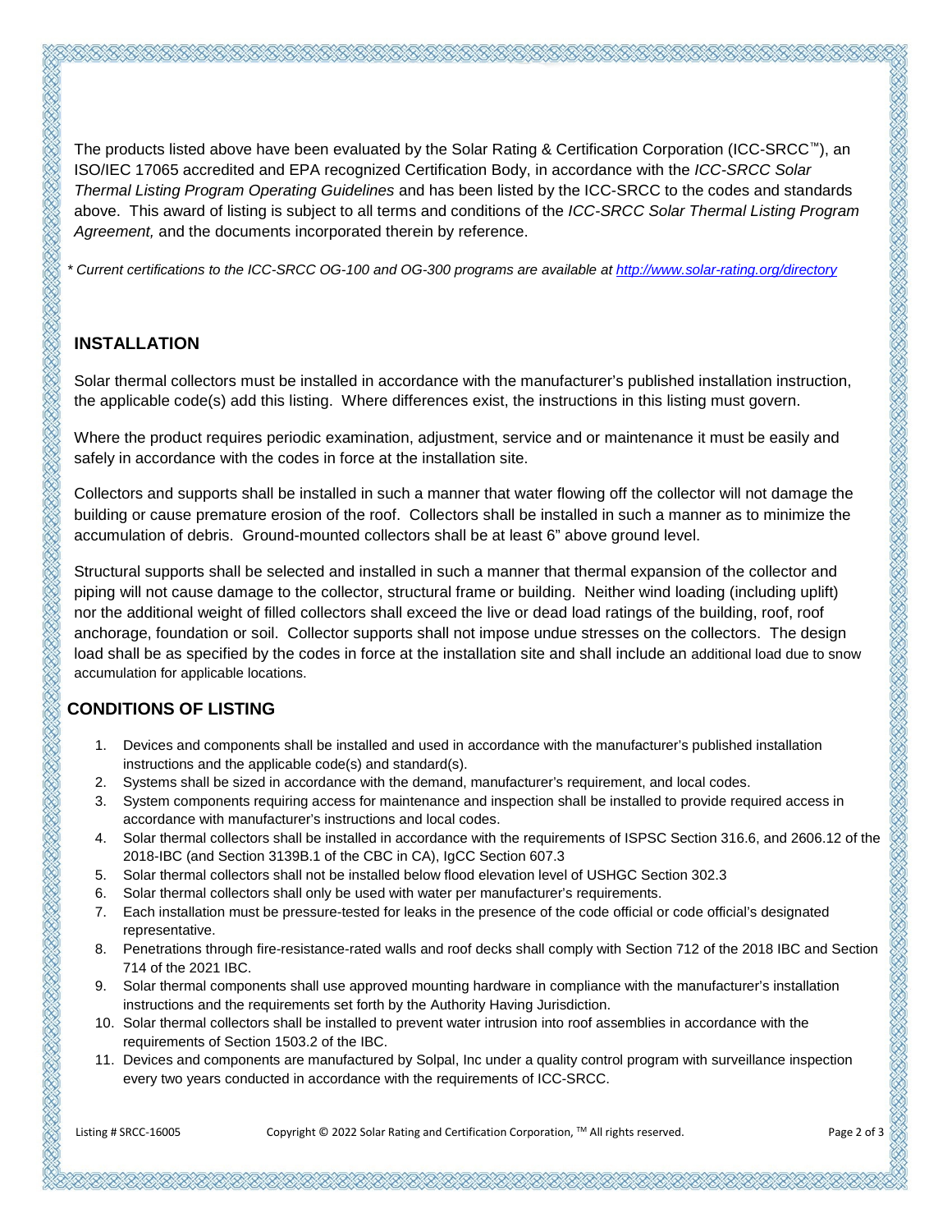The products listed above have been evaluated by the Solar Rating & Certification Corporation (ICC-SRCC™), an ISO/IEC 17065 accredited and EPA recognized Certification Body, in accordance with the *ICC-SRCC Solar Thermal Listing Program Operating Guidelines* and has been listed by the ICC-SRCC to the codes and standards above. This award of listing is subject to all terms and conditions of the *ICC-SRCC Solar Thermal Listing Program Agreement,* and the documents incorporated therein by reference.

*\* Current certifications to the ICC-SRCC OG-100 and OG-300 programs are available at [http://www.solar-rating.org/directory](http://www.solar-rating.org/directory)*

## INSTALLATION

Solar thermal collectors must be installed in accordance with the manufacturer's published installation instruction, the applicable code(s) add this listing. Where differences exist, the instructions in this listing must govern.

Where the product requires periodic examination, adjustment, service and or maintenance it must be easily and safely in accordance with the codes in force at the installation site.

Collectors and supports shall be installed in such a manner that water flowing off the collector will not damage the building or cause premature erosion of the roof. Collectors shall be installed in such a manner as to minimize the accumulation of debris. Ground-mounted collectors shall be at least 6" above ground level.

Structural supports shall be selected and installed in such a manner that thermal expansion of the collector and piping will not cause damage to the collector, structural frame or building. Neither wind loading (including uplift) nor the additional weight of filled collectors shall exceed the live or dead load ratings of the building, roof, roof anchorage, foundation or soil. Collector supports shall not impose undue stresses on the collectors. The design load shall be as specified by the codes in force at the installation site and shall include an additional load due to snow accumulation for applicable locations.

## CONDITIONS OF LISTING

1. Devices and components shall be installed and used in accordance with the manufacturer's published installation instructions and the applicable code(s) and standard(s).
2. Systems shall be sized in accordance with the demand, manufacturer's requirement, and local codes.
3. System components requiring access for maintenance and inspection shall be installed to provide required access in accordance with manufacturer's instructions and local codes.
4. Solar thermal collectors shall be installed in accordance with the requirements of ISPSC Section 316.6, and 2606.12 of the 2018-IBC (and Section 3139B.1 of the CBC in CA), IgCC Section 607.3
5. Solar thermal collectors shall not be installed below flood elevation level of USHGC Section 302.3
6. Solar thermal collectors shall only be used with water per manufacturer's requirements.
7. Each installation must be pressure-tested for leaks in the presence of the code official or code official's designated representative.
8. Penetrations through fire-resistance-rated walls and roof decks shall comply with Section 712 of the 2018 IBC and Section 714 of the 2021 IBC.
9. Solar thermal components shall use approved mounting hardware in compliance with the manufacturer's installation instructions and the requirements set forth by the Authority Having Jurisdiction.
10. Solar thermal collectors shall be installed to prevent water intrusion into roof assemblies in accordance with the requirements of Section 1503.2 of the IBC.
11. Devices and components are manufactured by Solpal, Inc under a quality control program with surveillance inspection every two years conducted in accordance with the requirements of ICC-SRCC.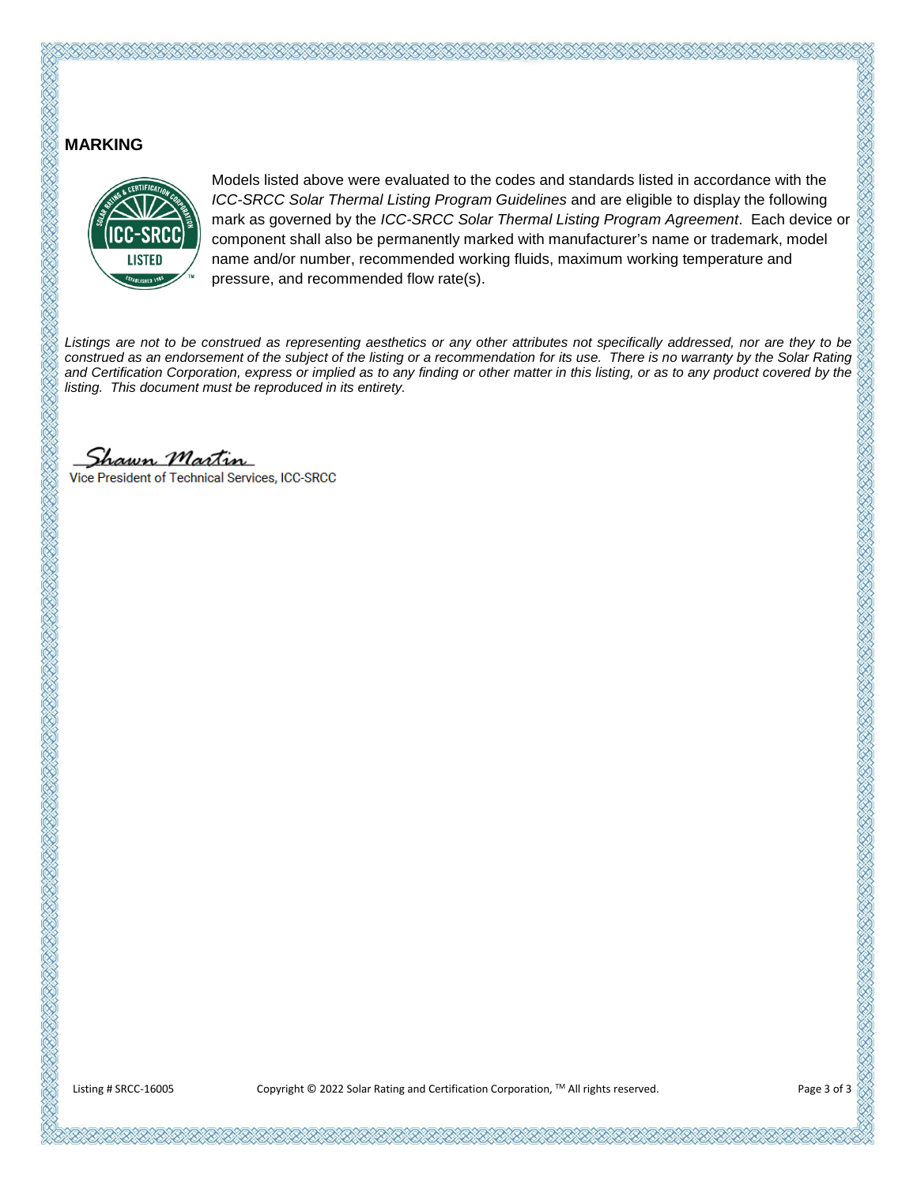## MARKING

Models listed above were evaluated to the codes and standards listed in accordance with the *ICC-SRCC Solar Thermal Listing Program Guidelines* and are eligible to display the following mark as governed by the *ICC-SRCC Solar Thermal Listing Program Agreement*. Each device or component shall also be permanently marked with manufacturer's name or trademark, model name and/or number, recommended working fluids, maximum working temperature and pressure, and recommended flow rate(s).

*Listings are not to be construed as representing aesthetics or any other attributes not specifically addressed, nor are they to be construed as an endorsement of the subject of the listing or a recommendation for its use. There is no warranty by the Solar Rating and Certification Corporation, express or implied as to any finding or other matter in this listing, or as to any product covered by the listing. This document must be reproduced in its entirety.*

Shawn Martin

Vice President of Technical Services, ICC-SRCC

Listing # SRCC-16005 Copyright © 2022 Solar Rating and Certification Corporation, ™ All rights reserved.